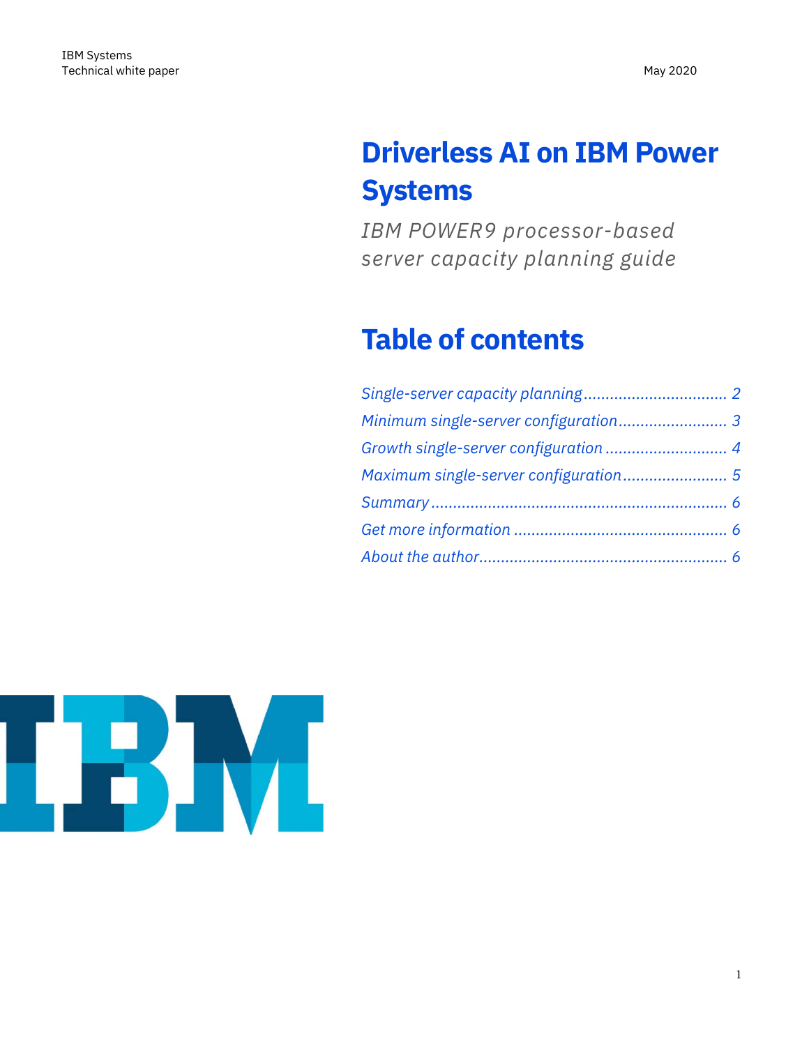IBM Systems
Technical white paper

May 2020

# Driverless AI on IBM Power Systems

*IBM POWER9 processor-based server capacity planning guide*

## Table of contents

*Single-server capacity planning* ................................ 2
*Minimum single-server configuration* ......................... 3
*Growth single-server configuration* ........................... 4
*Maximum single-server configuration* ........................ 5
*Summary* ................................................................. 6
*Get more information* ............................................... 6
*About the author* ...................................................... 6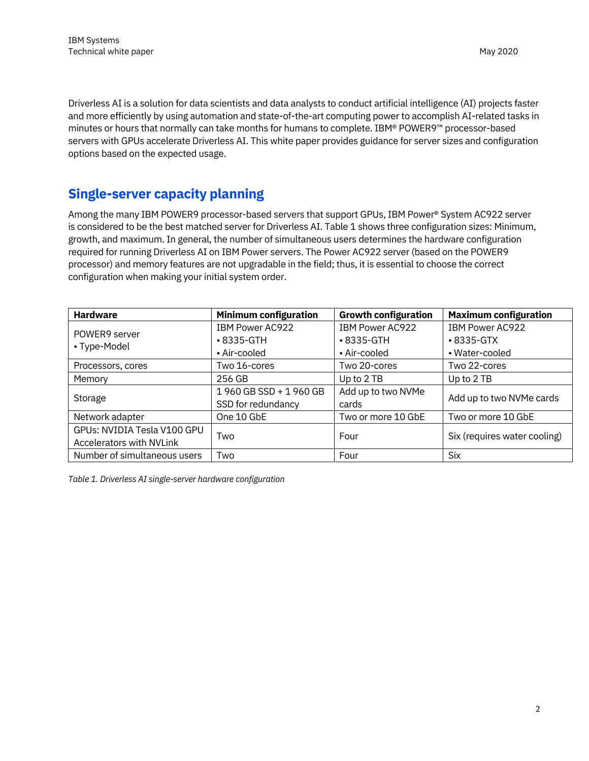Driverless AI is a solution for data scientists and data analysts to conduct artificial intelligence (AI) projects faster and more efficiently by using automation and state-of-the-art computing power to accomplish AI-related tasks in minutes or hours that normally can take months for humans to complete. IBM® POWER9™ processor-based servers with GPUs accelerate Driverless AI. This white paper provides guidance for server sizes and configuration options based on the expected usage.

## Single-server capacity planning

Among the many IBM POWER9 processor-based servers that support GPUs, IBM Power® System AC922 server is considered to be the best matched server for Driverless AI. Table 1 shows three configuration sizes: Minimum, growth, and maximum. In general, the number of simultaneous users determines the hardware configuration required for running Driverless AI on IBM Power servers. The Power AC922 server (based on the POWER9 processor) and memory features are not upgradable in the field; thus, it is essential to choose the correct configuration when making your initial system order.

| Hardware | Minimum configuration | Growth configuration | Maximum configuration |
|---|---|---|---|
| POWER9 server<br>• Type-Model | IBM Power AC922<br>• 8335-GTH<br>• Air-cooled | IBM Power AC922<br>• 8335-GTH<br>• Air-cooled | IBM Power AC922<br>• 8335-GTX<br>• Water-cooled |
| Processors, cores | Two 16-cores | Two 20-cores | Two 22-cores |
| Memory | 256 GB | Up to 2 TB | Up to 2 TB |
| Storage | 1 960 GB SSD + 1 960 GB SSD for redundancy | Add up to two NVMe cards | Add up to two NVMe cards |
| Network adapter | One 10 GbE | Two or more 10 GbE | Two or more 10 GbE |
| GPUs: NVIDIA Tesla V100 GPU Accelerators with NVLink | Two | Four | Six (requires water cooling) |
| Number of simultaneous users | Two | Four | Six |

*Table 1. Driverless AI single-server hardware configuration*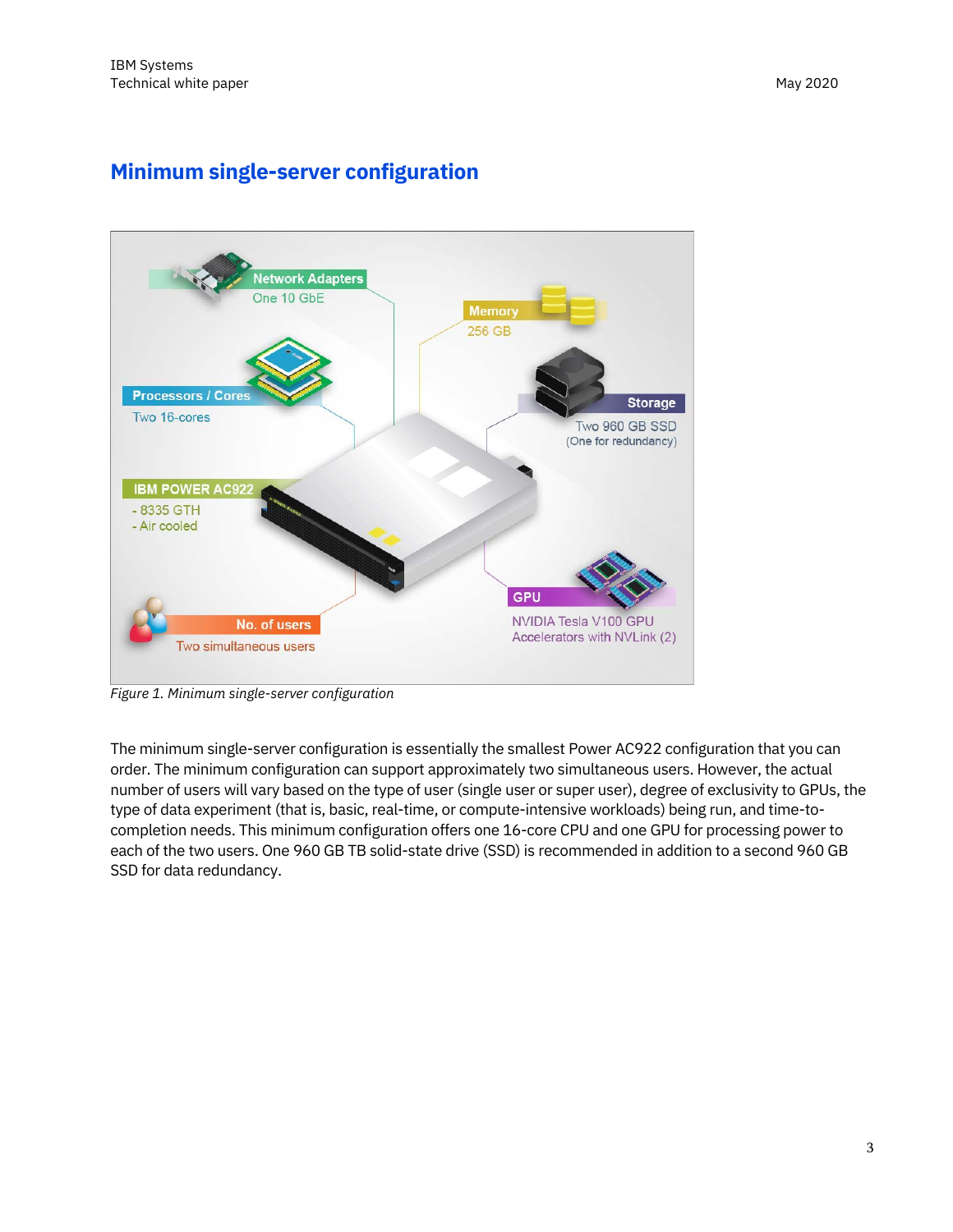## Minimum single-server configuration

Network Adapters
One 10 GbE

Memory
256 GB

Processors / Cores
Two 16-cores

Storage
Two 960 GB SSD
(One for redundancy)

IBM POWER AC922
- 8335 GTH
- Air cooled

GPU
NVIDIA Tesla V100 GPU Accelerators with NVLink (2)

No. of users
Two simultaneous users

*Figure 1. Minimum single-server configuration*

The minimum single-server configuration is essentially the smallest Power AC922 configuration that you can order. The minimum configuration can support approximately two simultaneous users. However, the actual number of users will vary based on the type of user (single user or super user), degree of exclusivity to GPUs, the type of data experiment (that is, basic, real-time, or compute-intensive workloads) being run, and time-to-completion needs. This minimum configuration offers one 16-core CPU and one GPU for processing power to each of the two users. One 960 GB TB solid-state drive (SSD) is recommended in addition to a second 960 GB SSD for data redundancy.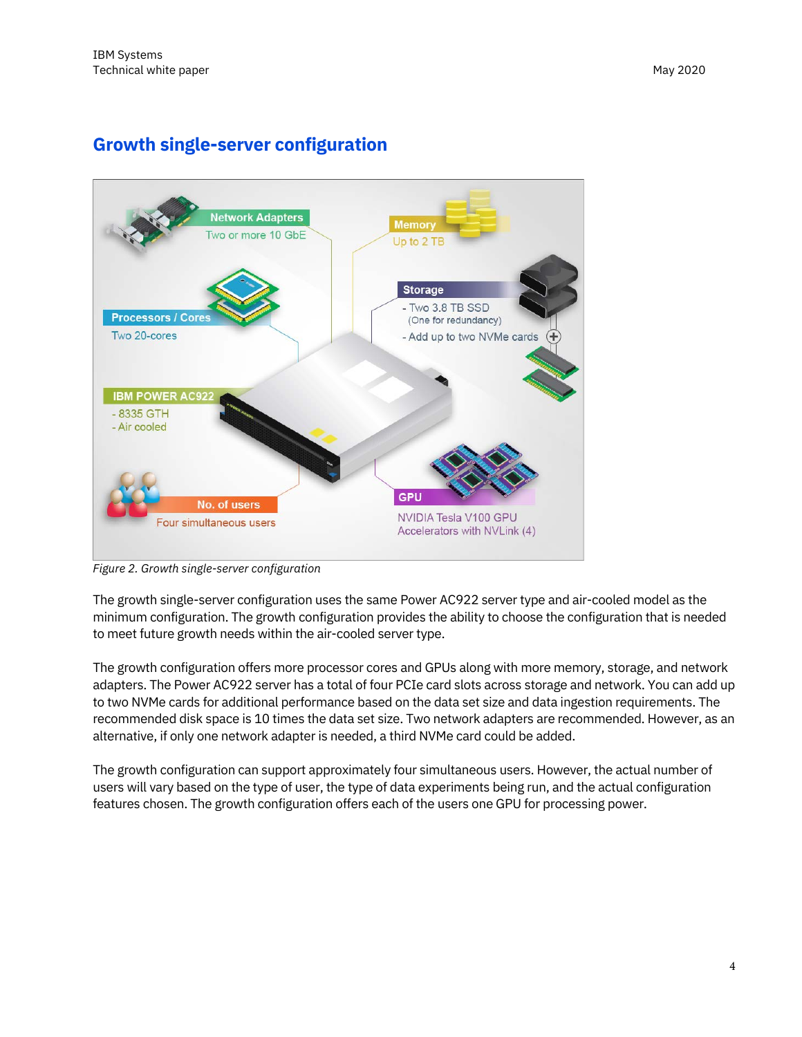## Growth single-server configuration

Figure 2. Growth single-server configuration

The growth single-server configuration uses the same Power AC922 server type and air-cooled model as the minimum configuration. The growth configuration provides the ability to choose the configuration that is needed to meet future growth needs within the air-cooled server type.

The growth configuration offers more processor cores and GPUs along with more memory, storage, and network adapters. The Power AC922 server has a total of four PCIe card slots across storage and network. You can add up to two NVMe cards for additional performance based on the data set size and data ingestion requirements. The recommended disk space is 10 times the data set size. Two network adapters are recommended. However, as an alternative, if only one network adapter is needed, a third NVMe card could be added.

The growth configuration can support approximately four simultaneous users. However, the actual number of users will vary based on the type of user, the type of data experiments being run, and the actual configuration features chosen. The growth configuration offers each of the users one GPU for processing power.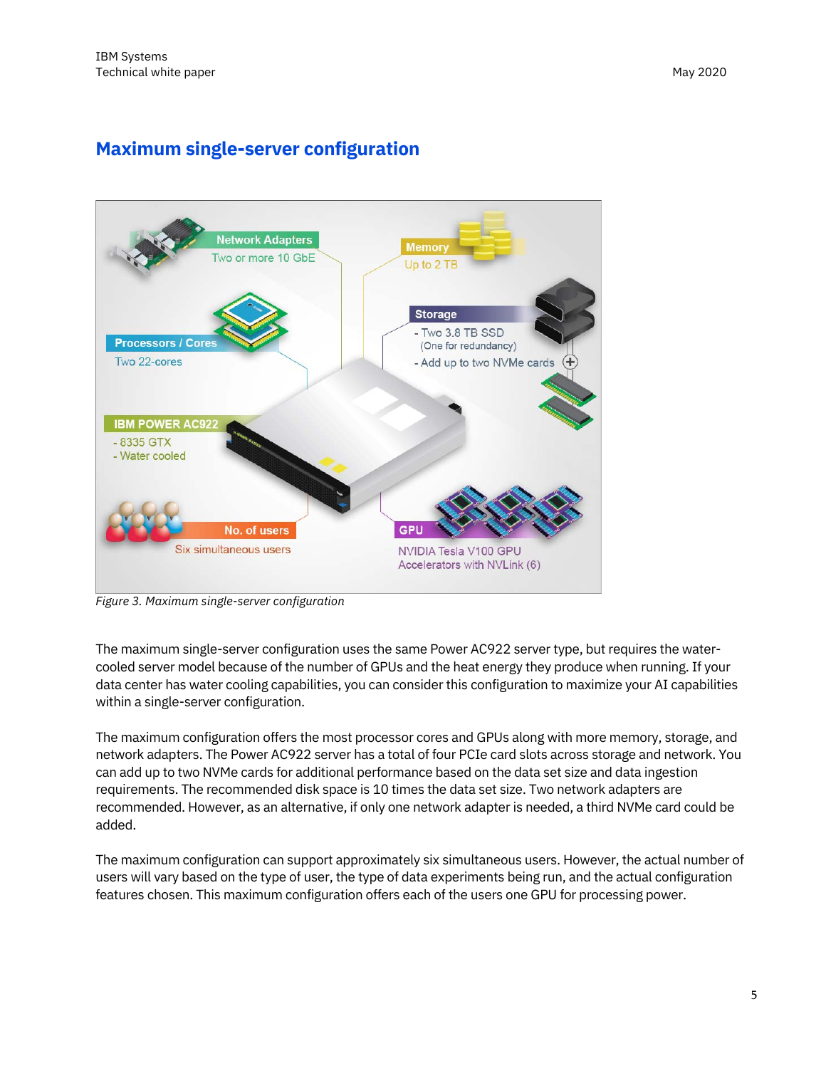## Maximum single-server configuration

Figure 3. Maximum single-server configuration

The maximum single-server configuration uses the same Power AC922 server type, but requires the water-cooled server model because of the number of GPUs and the heat energy they produce when running. If your data center has water cooling capabilities, you can consider this configuration to maximize your AI capabilities within a single-server configuration.

The maximum configuration offers the most processor cores and GPUs along with more memory, storage, and network adapters. The Power AC922 server has a total of four PCIe card slots across storage and network. You can add up to two NVMe cards for additional performance based on the data set size and data ingestion requirements. The recommended disk space is 10 times the data set size. Two network adapters are recommended. However, as an alternative, if only one network adapter is needed, a third NVMe card could be added.

The maximum configuration can support approximately six simultaneous users. However, the actual number of users will vary based on the type of user, the type of data experiments being run, and the actual configuration features chosen. This maximum configuration offers each of the users one GPU for processing power.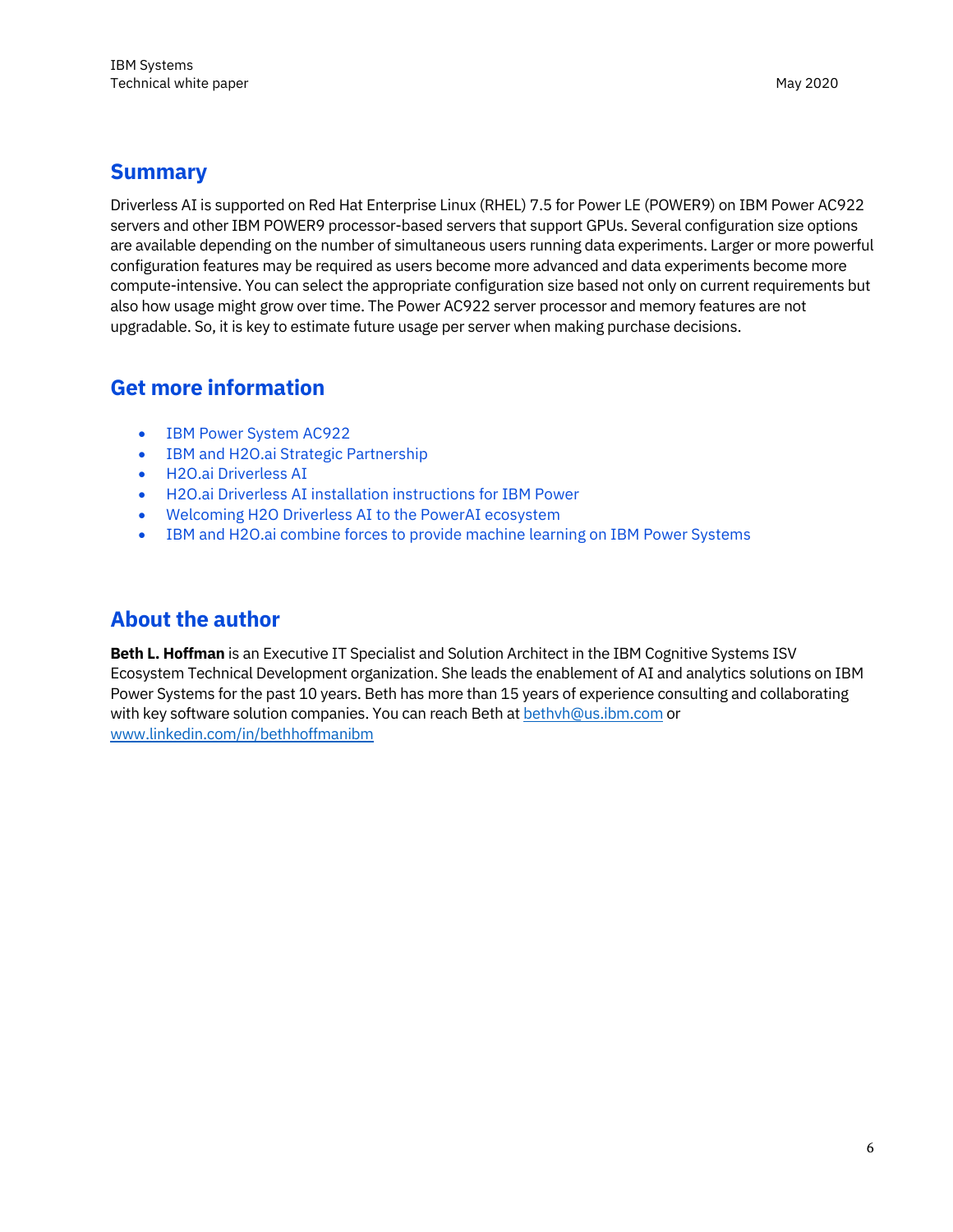## Summary

Driverless AI is supported on Red Hat Enterprise Linux (RHEL) 7.5 for Power LE (POWER9) on IBM Power AC922 servers and other IBM POWER9 processor-based servers that support GPUs. Several configuration size options are available depending on the number of simultaneous users running data experiments. Larger or more powerful configuration features may be required as users become more advanced and data experiments become more compute-intensive. You can select the appropriate configuration size based not only on current requirements but also how usage might grow over time. The Power AC922 server processor and memory features are not upgradable. So, it is key to estimate future usage per server when making purchase decisions.

## Get more information

- IBM Power System AC922
- IBM and H2O.ai Strategic Partnership
- H2O.ai Driverless AI
- H2O.ai Driverless AI installation instructions for IBM Power
- Welcoming H2O Driverless AI to the PowerAI ecosystem
- IBM and H2O.ai combine forces to provide machine learning on IBM Power Systems

## About the author

**Beth L. Hoffman** is an Executive IT Specialist and Solution Architect in the IBM Cognitive Systems ISV Ecosystem Technical Development organization. She leads the enablement of AI and analytics solutions on IBM Power Systems for the past 10 years. Beth has more than 15 years of experience consulting and collaborating with key software solution companies. You can reach Beth at bethvh@us.ibm.com or www.linkedin.com/in/bethhoffmanibm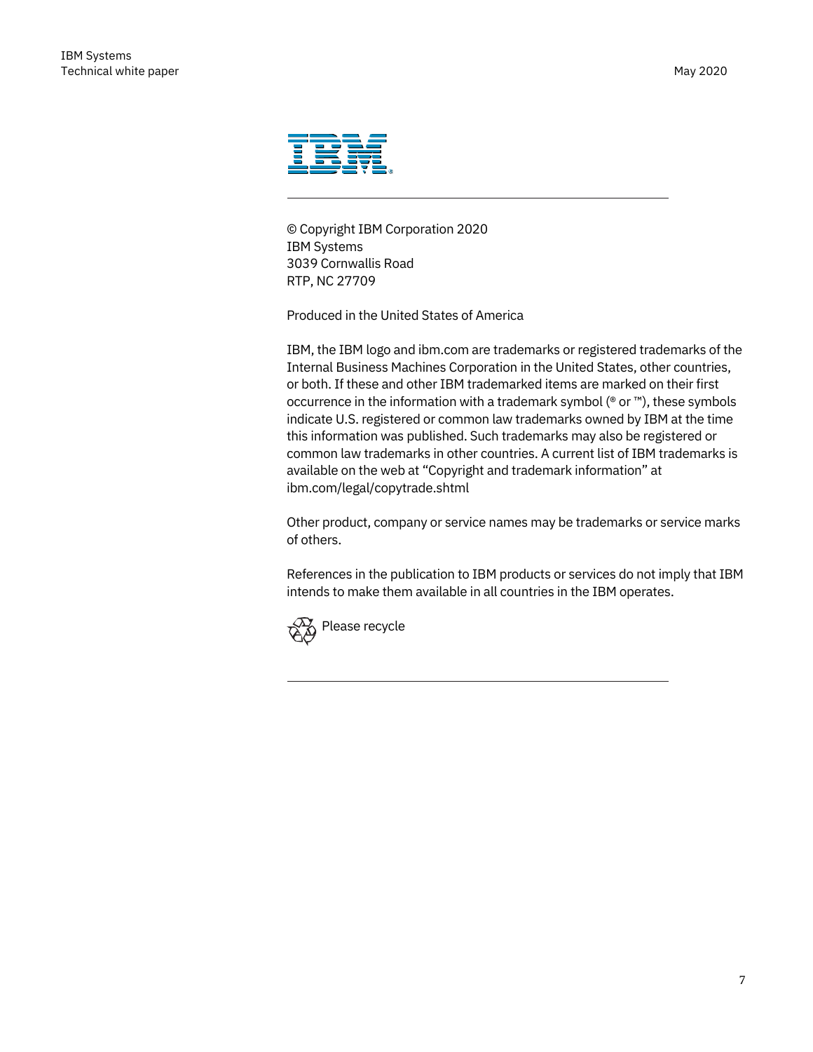© Copyright IBM Corporation 2020
IBM Systems
3039 Cornwallis Road
RTP, NC 27709

Produced in the United States of America

IBM, the IBM logo and ibm.com are trademarks or registered trademarks of the Internal Business Machines Corporation in the United States, other countries, or both. If these and other IBM trademarked items are marked on their first occurrence in the information with a trademark symbol (® or ™), these symbols indicate U.S. registered or common law trademarks owned by IBM at the time this information was published. Such trademarks may also be registered or common law trademarks in other countries. A current list of IBM trademarks is available on the web at "Copyright and trademark information" at ibm.com/legal/copytrade.shtml

Other product, company or service names may be trademarks or service marks of others.

References in the publication to IBM products or services do not imply that IBM intends to make them available in all countries in the IBM operates.

Please recycle